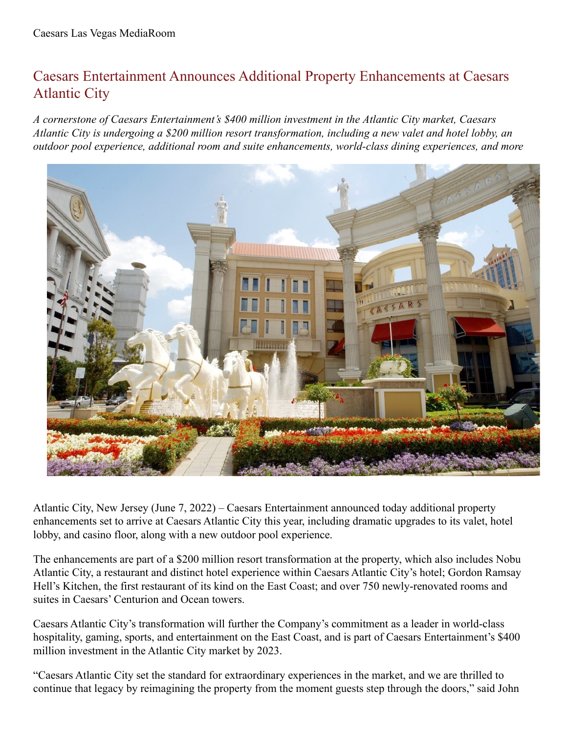Caesars Las Vegas MediaRoom

# Caesars Entertainment Announces Additional Property Enhancements at Caesars Atlantic City

*A cornerstone of Caesars Entertainment's $400 million investment in the Atlantic City market, Caesars Atlantic City is undergoing a $200 million resort transformation, including a new valet and hotel lobby, an outdoor pool experience, additional room and suite enhancements, world-class dining experiences, and more*

Atlantic City, New Jersey (June 7, 2022) – Caesars Entertainment announced today additional property enhancements set to arrive at Caesars Atlantic City this year, including dramatic upgrades to its valet, hotel lobby, and casino floor, along with a new outdoor pool experience.

The enhancements are part of a $200 million resort transformation at the property, which also includes Nobu Atlantic City, a restaurant and distinct hotel experience within Caesars Atlantic City's hotel; Gordon Ramsay Hell's Kitchen, the first restaurant of its kind on the East Coast; and over 750 newly-renovated rooms and suites in Caesars' Centurion and Ocean towers.

Caesars Atlantic City's transformation will further the Company's commitment as a leader in world-class hospitality, gaming, sports, and entertainment on the East Coast, and is part of Caesars Entertainment's $400 million investment in the Atlantic City market by 2023.

"Caesars Atlantic City set the standard for extraordinary experiences in the market, and we are thrilled to continue that legacy by reimagining the property from the moment guests step through the doors," said John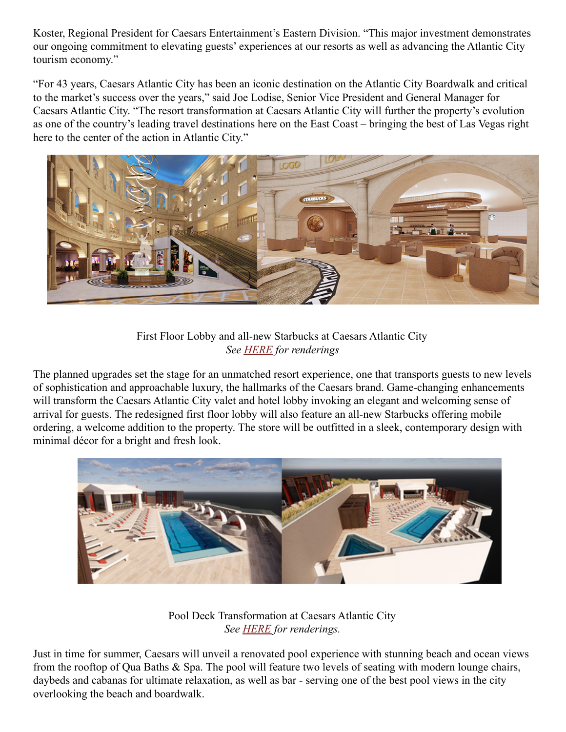Koster, Regional President for Caesars Entertainment's Eastern Division. "This major investment demonstrates our ongoing commitment to elevating guests' experiences at our resorts as well as advancing the Atlantic City tourism economy."

"For 43 years, Caesars Atlantic City has been an iconic destination on the Atlantic City Boardwalk and critical to the market's success over the years," said Joe Lodise, Senior Vice President and General Manager for Caesars Atlantic City. "The resort transformation at Caesars Atlantic City will further the property's evolution as one of the country's leading travel destinations here on the East Coast – bringing the best of Las Vegas right here to the center of the action in Atlantic City."

First Floor Lobby and all-new Starbucks at Caesars Atlantic City
*See HERE for renderings*

The planned upgrades set the stage for an unmatched resort experience, one that transports guests to new levels of sophistication and approachable luxury, the hallmarks of the Caesars brand. Game-changing enhancements will transform the Caesars Atlantic City valet and hotel lobby invoking an elegant and welcoming sense of arrival for guests. The redesigned first floor lobby will also feature an all-new Starbucks offering mobile ordering, a welcome addition to the property. The store will be outfitted in a sleek, contemporary design with minimal décor for a bright and fresh look.

Pool Deck Transformation at Caesars Atlantic City
*See HERE for renderings.*

Just in time for summer, Caesars will unveil a renovated pool experience with stunning beach and ocean views from the rooftop of Qua Baths & Spa. The pool will feature two levels of seating with modern lounge chairs, daybeds and cabanas for ultimate relaxation, as well as bar - serving one of the best pool views in the city – overlooking the beach and boardwalk.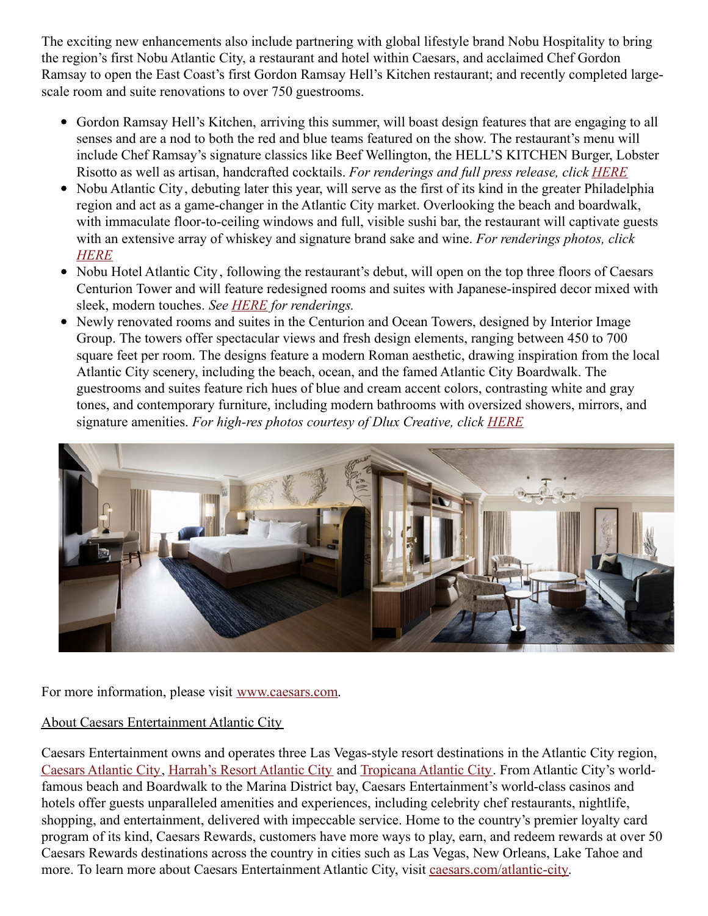The exciting new enhancements also include partnering with global lifestyle brand Nobu Hospitality to bring the region's first Nobu Atlantic City, a restaurant and hotel within Caesars, and acclaimed Chef Gordon Ramsay to open the East Coast's first Gordon Ramsay Hell's Kitchen restaurant; and recently completed large-scale room and suite renovations to over 750 guestrooms.

- Gordon Ramsay Hell's Kitchen, arriving this summer, will boast design features that are engaging to all senses and are a nod to both the red and blue teams featured on the show. The restaurant's menu will include Chef Ramsay's signature classics like Beef Wellington, the HELL'S KITCHEN Burger, Lobster Risotto as well as artisan, handcrafted cocktails. *For renderings and full press release, click [HERE]*
- Nobu Atlantic City, debuting later this year, will serve as the first of its kind in the greater Philadelphia region and act as a game-changer in the Atlantic City market. Overlooking the beach and boardwalk, with immaculate floor-to-ceiling windows and full, visible sushi bar, the restaurant will captivate guests with an extensive array of whiskey and signature brand sake and wine. *For renderings photos, click [HERE]*
- Nobu Hotel Atlantic City, following the restaurant's debut, will open on the top three floors of Caesars Centurion Tower and will feature redesigned rooms and suites with Japanese-inspired decor mixed with sleek, modern touches. *See [HERE] for renderings.*
- Newly renovated rooms and suites in the Centurion and Ocean Towers, designed by Interior Image Group. The towers offer spectacular views and fresh design elements, ranging between 450 to 700 square feet per room. The designs feature a modern Roman aesthetic, drawing inspiration from the local Atlantic City scenery, including the beach, ocean, and the famed Atlantic City Boardwalk. The guestrooms and suites feature rich hues of blue and cream accent colors, contrasting white and gray tones, and contemporary furniture, including modern bathrooms with oversized showers, mirrors, and signature amenities. *For high-res photos courtesy of Dlux Creative, click [HERE]*

For more information, please visit [www.caesars.com].

About Caesars Entertainment Atlantic City

Caesars Entertainment owns and operates three Las Vegas-style resort destinations in the Atlantic City region, [Caesars Atlantic City], [Harrah's Resort Atlantic City] and [Tropicana Atlantic City]. From Atlantic City's world-famous beach and Boardwalk to the Marina District bay, Caesars Entertainment's world-class casinos and hotels offer guests unparalleled amenities and experiences, including celebrity chef restaurants, nightlife, shopping, and entertainment, delivered with impeccable service. Home to the country's premier loyalty card program of its kind, Caesars Rewards, customers have more ways to play, earn, and redeem rewards at over 50 Caesars Rewards destinations across the country in cities such as Las Vegas, New Orleans, Lake Tahoe and more. To learn more about Caesars Entertainment Atlantic City, visit [caesars.com/atlantic-city].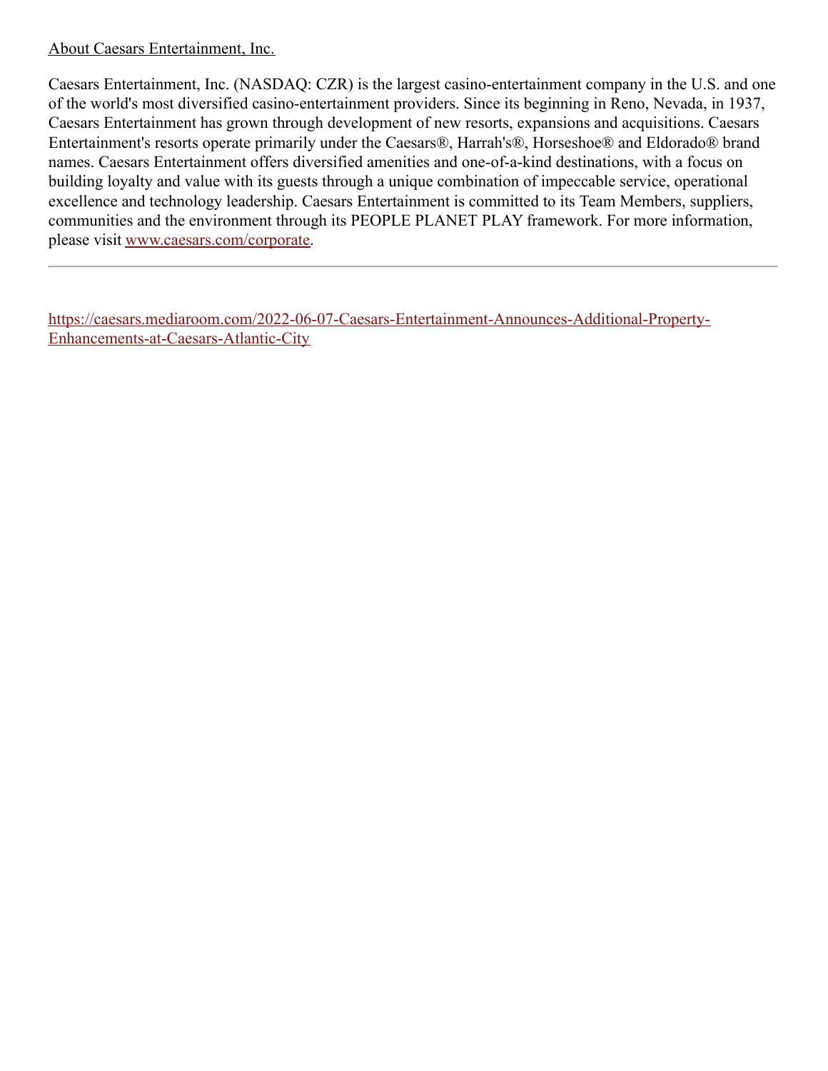About Caesars Entertainment, Inc.

Caesars Entertainment, Inc. (NASDAQ: CZR) is the largest casino-entertainment company in the U.S. and one of the world's most diversified casino-entertainment providers. Since its beginning in Reno, Nevada, in 1937, Caesars Entertainment has grown through development of new resorts, expansions and acquisitions. Caesars Entertainment's resorts operate primarily under the Caesars®, Harrah's®, Horseshoe® and Eldorado® brand names. Caesars Entertainment offers diversified amenities and one-of-a-kind destinations, with a focus on building loyalty and value with its guests through a unique combination of impeccable service, operational excellence and technology leadership. Caesars Entertainment is committed to its Team Members, suppliers, communities and the environment through its PEOPLE PLANET PLAY framework. For more information, please visit www.caesars.com/corporate.

---

https://caesars.mediaroom.com/2022-06-07-Caesars-Entertainment-Announces-Additional-Property-Enhancements-at-Caesars-Atlantic-City